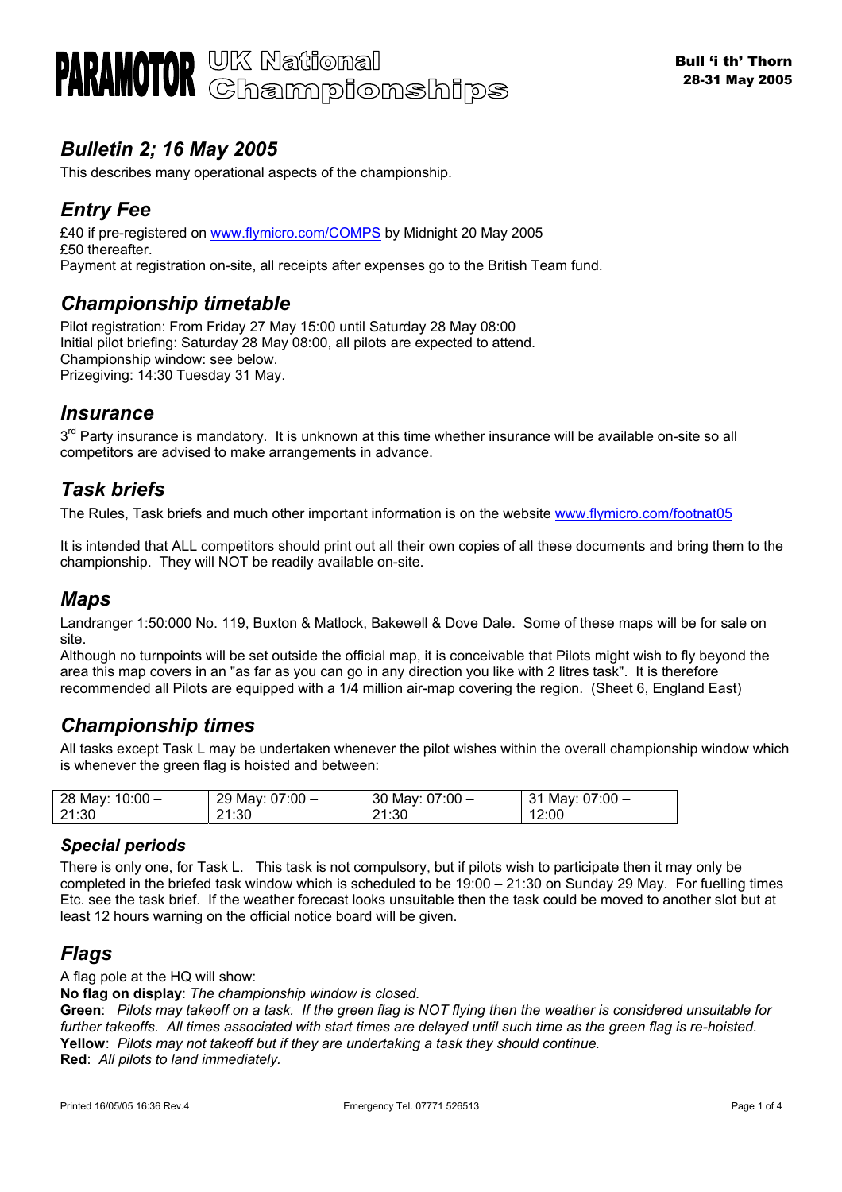# PARAMOTOR UK National Championships

**Bull 'i th' Thorn**
**28-31 May 2005**

## *Bulletin 2; 16 May 2005*

This describes many operational aspects of the championship.

## *Entry Fee*

£40 if pre-registered on www.flymicro.com/COMPS by Midnight 20 May 2005
£50 thereafter.
Payment at registration on-site, all receipts after expenses go to the British Team fund.

## *Championship timetable*

Pilot registration: From Friday 27 May 15:00 until Saturday 28 May 08:00
Initial pilot briefing: Saturday 28 May 08:00, all pilots are expected to attend.
Championship window: see below.
Prizegiving: 14:30 Tuesday 31 May.

## *Insurance*

3rd Party insurance is mandatory. It is unknown at this time whether insurance will be available on-site so all competitors are advised to make arrangements in advance.

## *Task briefs*

The Rules, Task briefs and much other important information is on the website www.flymicro.com/footnat05

It is intended that ALL competitors should print out all their own copies of all these documents and bring them to the championship. They will NOT be readily available on-site.

## *Maps*

Landranger 1:50:000 No. 119, Buxton & Matlock, Bakewell & Dove Dale. Some of these maps will be for sale on site.
Although no turnpoints will be set outside the official map, it is conceivable that Pilots might wish to fly beyond the area this map covers in an "as far as you can go in any direction you like with 2 litres task". It is therefore recommended all Pilots are equipped with a 1/4 million air-map covering the region. (Sheet 6, England East)

## *Championship times*

All tasks except Task L may be undertaken whenever the pilot wishes within the overall championship window which is whenever the green flag is hoisted and between:

| 28 May: 10:00 – 21:30 | 29 May: 07:00 – 21:30 | 30 May: 07:00 – 21:30 | 31 May: 07:00 – 12:00 |
|---|---|---|---|

### *Special periods*

There is only one, for Task L. This task is not compulsory, but if pilots wish to participate then it may only be completed in the briefed task window which is scheduled to be 19:00 – 21:30 on Sunday 29 May. For fuelling times Etc. see the task brief. If the weather forecast looks unsuitable then the task could be moved to another slot but at least 12 hours warning on the official notice board will be given.

## *Flags*

A flag pole at the HQ will show:
**No flag on display**: *The championship window is closed.*
**Green**: *Pilots may takeoff on a task. If the green flag is NOT flying then the weather is considered unsuitable for further takeoffs. All times associated with start times are delayed until such time as the green flag is re-hoisted.*
**Yellow**: *Pilots may not takeoff but if they are undertaking a task they should continue.*
**Red**: *All pilots to land immediately.*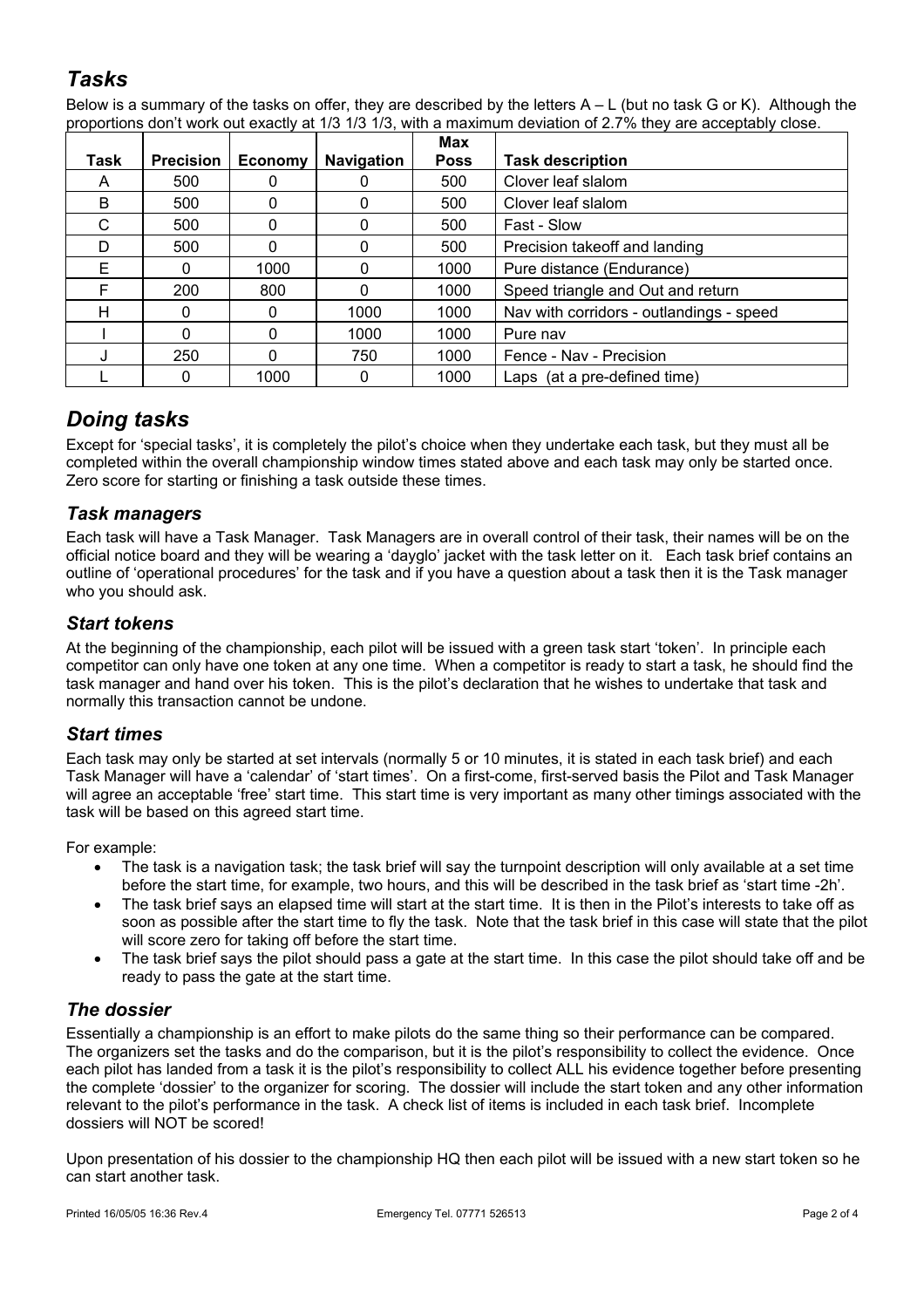## *Tasks*

Below is a summary of the tasks on offer, they are described by the letters A – L (but no task G or K). Although the proportions don't work out exactly at 1/3 1/3 1/3, with a maximum deviation of 2.7% they are acceptably close.

| Task | Precision | Economy | Navigation | Max Poss | Task description |
|---|---|---|---|---|---|
| A | 500 | 0 | 0 | 500 | Clover leaf slalom |
| B | 500 | 0 | 0 | 500 | Clover leaf slalom |
| C | 500 | 0 | 0 | 500 | Fast - Slow |
| D | 500 | 0 | 0 | 500 | Precision takeoff and landing |
| E | 0 | 1000 | 0 | 1000 | Pure distance (Endurance) |
| F | 200 | 800 | 0 | 1000 | Speed triangle and Out and return |
| H | 0 | 0 | 1000 | 1000 | Nav with corridors - outlandings - speed |
| I | 0 | 0 | 1000 | 1000 | Pure nav |
| J | 250 | 0 | 750 | 1000 | Fence - Nav - Precision |
| L | 0 | 1000 | 0 | 1000 | Laps (at a pre-defined time) |

# *Doing tasks*

Except for 'special tasks', it is completely the pilot's choice when they undertake each task, but they must all be completed within the overall championship window times stated above and each task may only be started once. Zero score for starting or finishing a task outside these times.

## *Task managers*

Each task will have a Task Manager. Task Managers are in overall control of their task, their names will be on the official notice board and they will be wearing a 'dayglo' jacket with the task letter on it. Each task brief contains an outline of 'operational procedures' for the task and if you have a question about a task then it is the Task manager who you should ask.

## *Start tokens*

At the beginning of the championship, each pilot will be issued with a green task start 'token'. In principle each competitor can only have one token at any one time. When a competitor is ready to start a task, he should find the task manager and hand over his token. This is the pilot's declaration that he wishes to undertake that task and normally this transaction cannot be undone.

## *Start times*

Each task may only be started at set intervals (normally 5 or 10 minutes, it is stated in each task brief) and each Task Manager will have a 'calendar' of 'start times'. On a first-come, first-served basis the Pilot and Task Manager will agree an acceptable 'free' start time. This start time is very important as many other timings associated with the task will be based on this agreed start time.

For example:

- The task is a navigation task; the task brief will say the turnpoint description will only available at a set time before the start time, for example, two hours, and this will be described in the task brief as 'start time -2h'.
- The task brief says an elapsed time will start at the start time. It is then in the Pilot's interests to take off as soon as possible after the start time to fly the task. Note that the task brief in this case will state that the pilot will score zero for taking off before the start time.
- The task brief says the pilot should pass a gate at the start time. In this case the pilot should take off and be ready to pass the gate at the start time.

## *The dossier*

Essentially a championship is an effort to make pilots do the same thing so their performance can be compared. The organizers set the tasks and do the comparison, but it is the pilot's responsibility to collect the evidence. Once each pilot has landed from a task it is the pilot's responsibility to collect ALL his evidence together before presenting the complete 'dossier' to the organizer for scoring. The dossier will include the start token and any other information relevant to the pilot's performance in the task. A check list of items is included in each task brief. Incomplete dossiers will NOT be scored!

Upon presentation of his dossier to the championship HQ then each pilot will be issued with a new start token so he can start another task.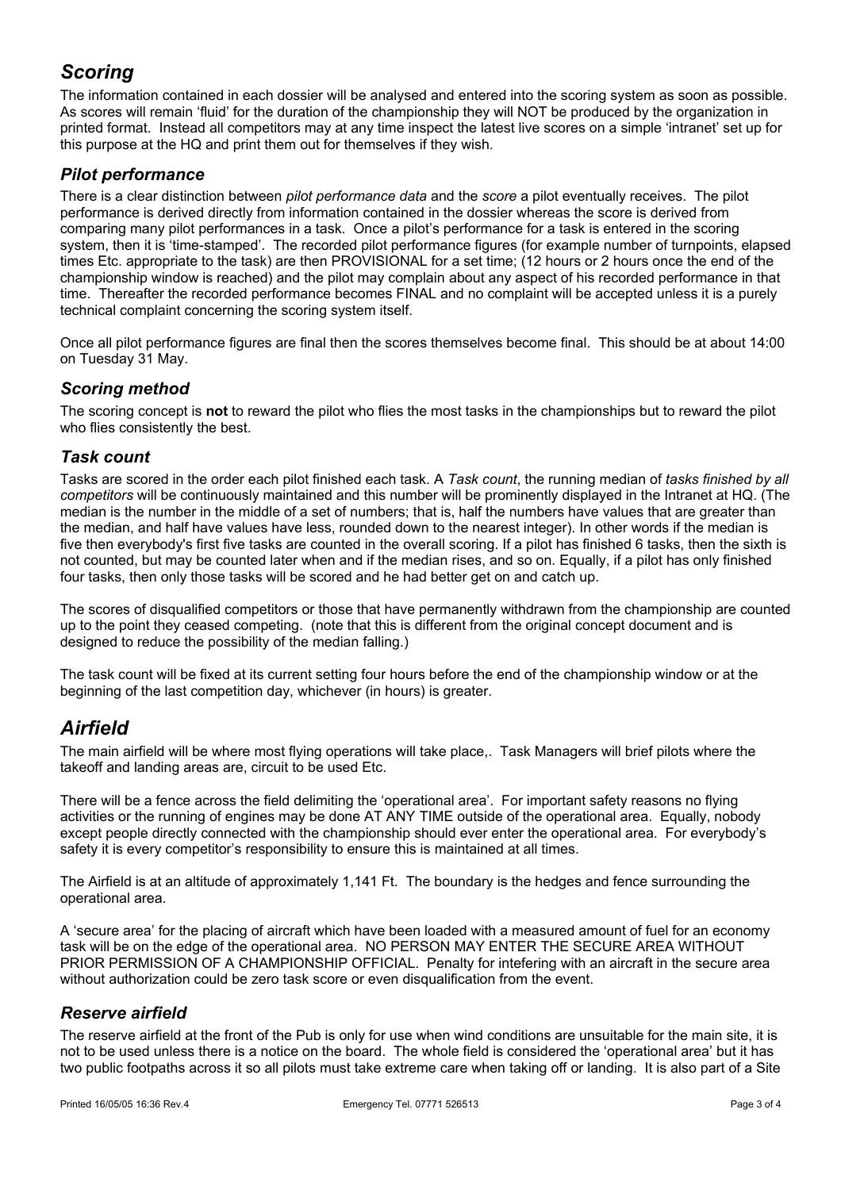## *Scoring*

The information contained in each dossier will be analysed and entered into the scoring system as soon as possible. As scores will remain 'fluid' for the duration of the championship they will NOT be produced by the organization in printed format. Instead all competitors may at any time inspect the latest live scores on a simple 'intranet' set up for this purpose at the HQ and print them out for themselves if they wish.

### *Pilot performance*

There is a clear distinction between *pilot performance data* and the *score* a pilot eventually receives. The pilot performance is derived directly from information contained in the dossier whereas the score is derived from comparing many pilot performances in a task. Once a pilot's performance for a task is entered in the scoring system, then it is 'time-stamped'. The recorded pilot performance figures (for example number of turnpoints, elapsed times Etc. appropriate to the task) are then PROVISIONAL for a set time; (12 hours or 2 hours once the end of the championship window is reached) and the pilot may complain about any aspect of his recorded performance in that time. Thereafter the recorded performance becomes FINAL and no complaint will be accepted unless it is a purely technical complaint concerning the scoring system itself.

Once all pilot performance figures are final then the scores themselves become final. This should be at about 14:00 on Tuesday 31 May.

### *Scoring method*

The scoring concept is **not** to reward the pilot who flies the most tasks in the championships but to reward the pilot who flies consistently the best.

### *Task count*

Tasks are scored in the order each pilot finished each task. A *Task count*, the running median of *tasks finished by all competitors* will be continuously maintained and this number will be prominently displayed in the Intranet at HQ. (The median is the number in the middle of a set of numbers; that is, half the numbers have values that are greater than the median, and half have values have less, rounded down to the nearest integer). In other words if the median is five then everybody's first five tasks are counted in the overall scoring. If a pilot has finished 6 tasks, then the sixth is not counted, but may be counted later when and if the median rises, and so on. Equally, if a pilot has only finished four tasks, then only those tasks will be scored and he had better get on and catch up.

The scores of disqualified competitors or those that have permanently withdrawn from the championship are counted up to the point they ceased competing. (note that this is different from the original concept document and is designed to reduce the possibility of the median falling.)

The task count will be fixed at its current setting four hours before the end of the championship window or at the beginning of the last competition day, whichever (in hours) is greater.

## *Airfield*

The main airfield will be where most flying operations will take place,. Task Managers will brief pilots where the takeoff and landing areas are, circuit to be used Etc.

There will be a fence across the field delimiting the 'operational area'. For important safety reasons no flying activities or the running of engines may be done AT ANY TIME outside of the operational area. Equally, nobody except people directly connected with the championship should ever enter the operational area. For everybody's safety it is every competitor's responsibility to ensure this is maintained at all times.

The Airfield is at an altitude of approximately 1,141 Ft. The boundary is the hedges and fence surrounding the operational area.

A 'secure area' for the placing of aircraft which have been loaded with a measured amount of fuel for an economy task will be on the edge of the operational area. NO PERSON MAY ENTER THE SECURE AREA WITHOUT PRIOR PERMISSION OF A CHAMPIONSHIP OFFICIAL. Penalty for intefering with an aircraft in the secure area without authorization could be zero task score or even disqualification from the event.

### *Reserve airfield*

The reserve airfield at the front of the Pub is only for use when wind conditions are unsuitable for the main site, it is not to be used unless there is a notice on the board. The whole field is considered the 'operational area' but it has two public footpaths across it so all pilots must take extreme care when taking off or landing. It is also part of a Site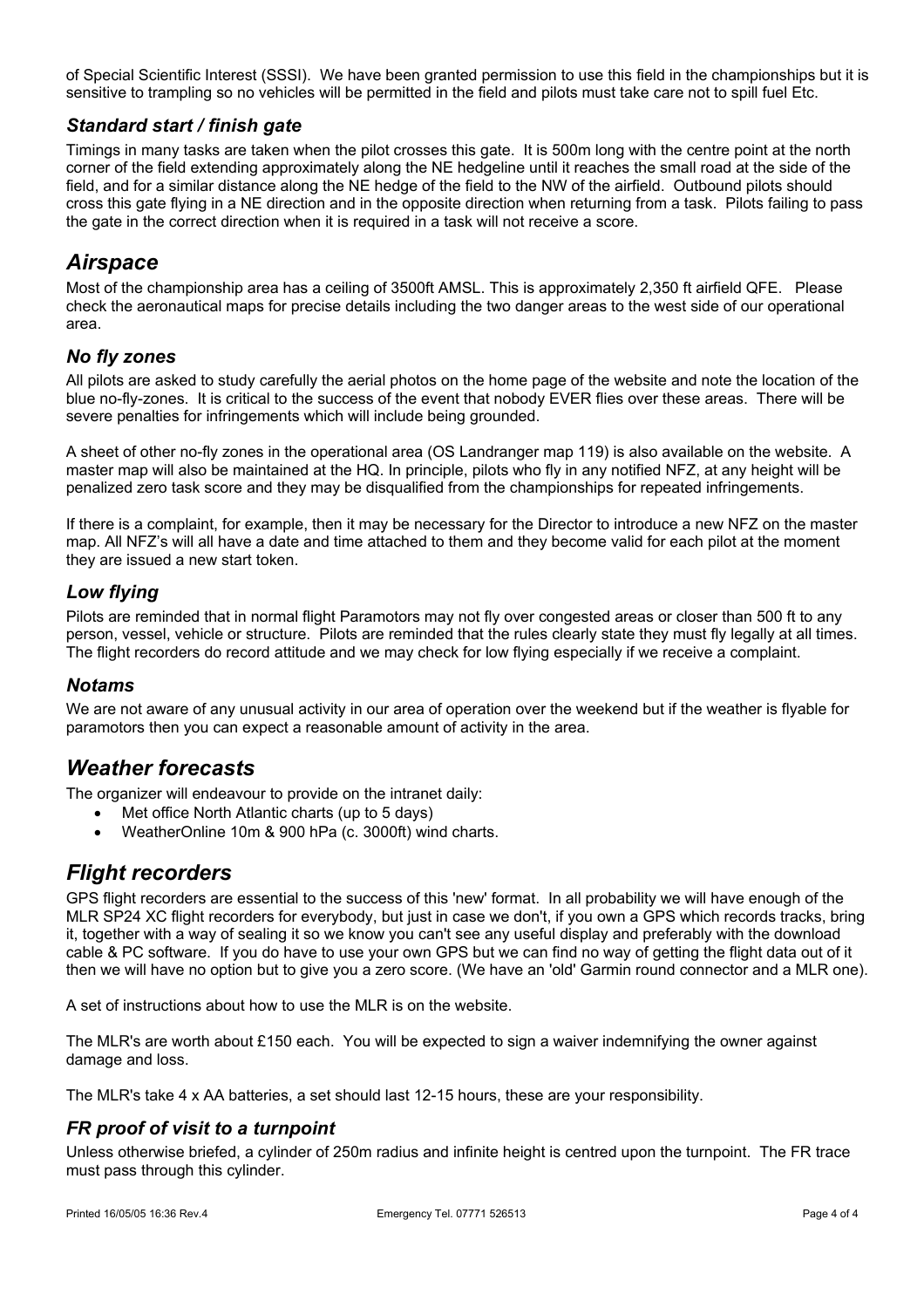of Special Scientific Interest (SSSI). We have been granted permission to use this field in the championships but it is sensitive to trampling so no vehicles will be permitted in the field and pilots must take care not to spill fuel Etc.

### *Standard start / finish gate*

Timings in many tasks are taken when the pilot crosses this gate. It is 500m long with the centre point at the north corner of the field extending approximately along the NE hedgeline until it reaches the small road at the side of the field, and for a similar distance along the NE hedge of the field to the NW of the airfield. Outbound pilots should cross this gate flying in a NE direction and in the opposite direction when returning from a task. Pilots failing to pass the gate in the correct direction when it is required in a task will not receive a score.

## *Airspace*

Most of the championship area has a ceiling of 3500ft AMSL. This is approximately 2,350 ft airfield QFE. Please check the aeronautical maps for precise details including the two danger areas to the west side of our operational area.

### *No fly zones*

All pilots are asked to study carefully the aerial photos on the home page of the website and note the location of the blue no-fly-zones. It is critical to the success of the event that nobody EVER flies over these areas. There will be severe penalties for infringements which will include being grounded.

A sheet of other no-fly zones in the operational area (OS Landranger map 119) is also available on the website. A master map will also be maintained at the HQ. In principle, pilots who fly in any notified NFZ, at any height will be penalized zero task score and they may be disqualified from the championships for repeated infringements.

If there is a complaint, for example, then it may be necessary for the Director to introduce a new NFZ on the master map. All NFZ's will all have a date and time attached to them and they become valid for each pilot at the moment they are issued a new start token.

### *Low flying*

Pilots are reminded that in normal flight Paramotors may not fly over congested areas or closer than 500 ft to any person, vessel, vehicle or structure. Pilots are reminded that the rules clearly state they must fly legally at all times. The flight recorders do record attitude and we may check for low flying especially if we receive a complaint.

### *Notams*

We are not aware of any unusual activity in our area of operation over the weekend but if the weather is flyable for paramotors then you can expect a reasonable amount of activity in the area.

## *Weather forecasts*

The organizer will endeavour to provide on the intranet daily:

- Met office North Atlantic charts (up to 5 days)
- WeatherOnline 10m & 900 hPa (c. 3000ft) wind charts.

## *Flight recorders*

GPS flight recorders are essential to the success of this 'new' format. In all probability we will have enough of the MLR SP24 XC flight recorders for everybody, but just in case we don't, if you own a GPS which records tracks, bring it, together with a way of sealing it so we know you can't see any useful display and preferably with the download cable & PC software. If you do have to use your own GPS but we can find no way of getting the flight data out of it then we will have no option but to give you a zero score. (We have an 'old' Garmin round connector and a MLR one).

A set of instructions about how to use the MLR is on the website.

The MLR's are worth about £150 each. You will be expected to sign a waiver indemnifying the owner against damage and loss.

The MLR's take 4 x AA batteries, a set should last 12-15 hours, these are your responsibility.

### *FR proof of visit to a turnpoint*

Unless otherwise briefed, a cylinder of 250m radius and infinite height is centred upon the turnpoint. The FR trace must pass through this cylinder.